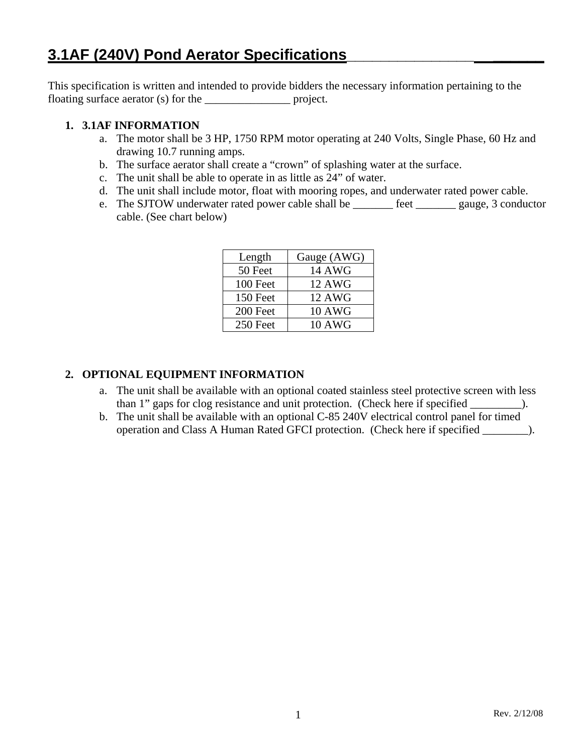# 3.1AF (240V) Pond Aerator Specifications

This specification is written and intended to provide bidders the necessary information pertaining to the floating surface aerator (s) for the _______________ project.

1. **3.1AF INFORMATION**
   a. The motor shall be 3 HP, 1750 RPM motor operating at 240 Volts, Single Phase, 60 Hz and drawing 10.7 running amps.
   b. The surface aerator shall create a "crown" of splashing water at the surface.
   c. The unit shall be able to operate in as little as 24" of water.
   d. The unit shall include motor, float with mooring ropes, and underwater rated power cable.
   e. The SJTOW underwater rated power cable shall be _______ feet _______ gauge, 3 conductor cable. (See chart below)

| Length | Gauge (AWG) |
|---|---|
| 50 Feet | 14 AWG |
| 100 Feet | 12 AWG |
| 150 Feet | 12 AWG |
| 200 Feet | 10 AWG |
| 250 Feet | 10 AWG |

2. **OPTIONAL EQUIPMENT INFORMATION**
   a. The unit shall be available with an optional coated stainless steel protective screen with less than 1" gaps for clog resistance and unit protection. (Check here if specified _________).
   b. The unit shall be available with an optional C-85 240V electrical control panel for timed operation and Class A Human Rated GFCI protection. (Check here if specified ________).

Rev. 2/12/08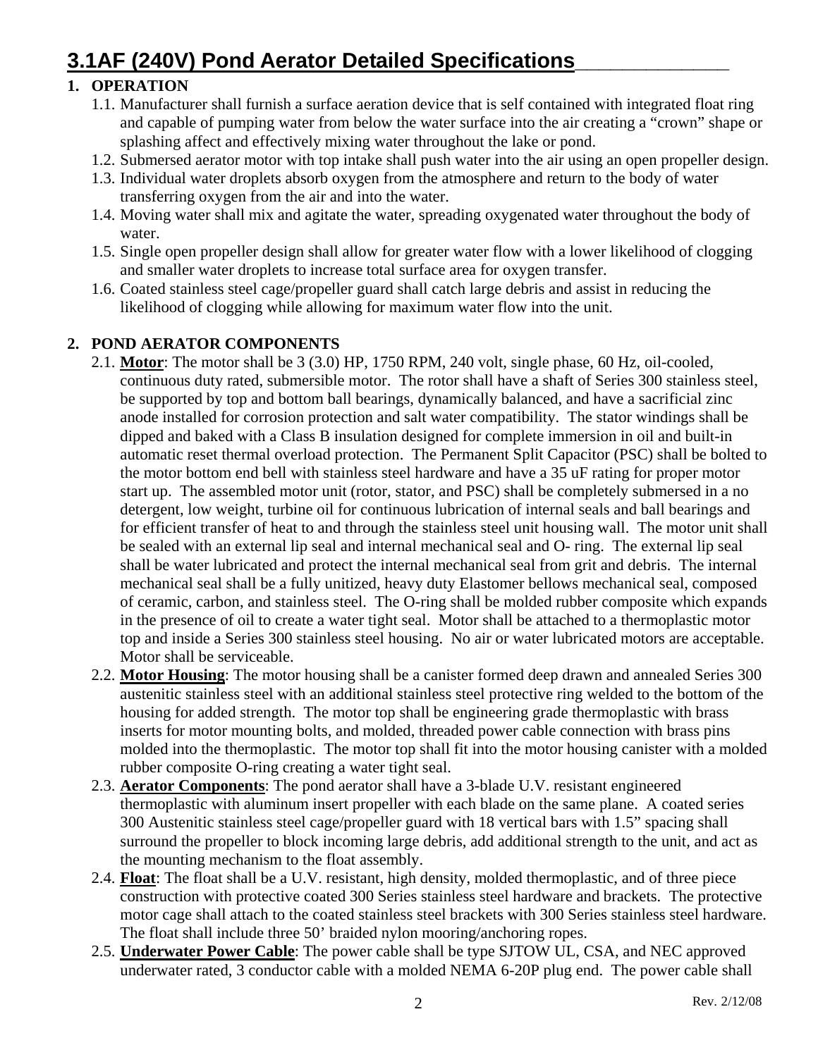# 3.1AF (240V) Pond Aerator Detailed Specifications

1. **OPERATION**
   - 1.1. Manufacturer shall furnish a surface aeration device that is self contained with integrated float ring and capable of pumping water from below the water surface into the air creating a "crown" shape or splashing affect and effectively mixing water throughout the lake or pond.
   - 1.2. Submersed aerator motor with top intake shall push water into the air using an open propeller design.
   - 1.3. Individual water droplets absorb oxygen from the atmosphere and return to the body of water transferring oxygen from the air and into the water.
   - 1.4. Moving water shall mix and agitate the water, spreading oxygenated water throughout the body of water.
   - 1.5. Single open propeller design shall allow for greater water flow with a lower likelihood of clogging and smaller water droplets to increase total surface area for oxygen transfer.
   - 1.6. Coated stainless steel cage/propeller guard shall catch large debris and assist in reducing the likelihood of clogging while allowing for maximum water flow into the unit.

2. **POND AERATOR COMPONENTS**
   - 2.1. **Motor**: The motor shall be 3 (3.0) HP, 1750 RPM, 240 volt, single phase, 60 Hz, oil-cooled, continuous duty rated, submersible motor. The rotor shall have a shaft of Series 300 stainless steel, be supported by top and bottom ball bearings, dynamically balanced, and have a sacrificial zinc anode installed for corrosion protection and salt water compatibility. The stator windings shall be dipped and baked with a Class B insulation designed for complete immersion in oil and built-in automatic reset thermal overload protection. The Permanent Split Capacitor (PSC) shall be bolted to the motor bottom end bell with stainless steel hardware and have a 35 uF rating for proper motor start up. The assembled motor unit (rotor, stator, and PSC) shall be completely submersed in a no detergent, low weight, turbine oil for continuous lubrication of internal seals and ball bearings and for efficient transfer of heat to and through the stainless steel unit housing wall. The motor unit shall be sealed with an external lip seal and internal mechanical seal and O- ring. The external lip seal shall be water lubricated and protect the internal mechanical seal from grit and debris. The internal mechanical seal shall be a fully unitized, heavy duty Elastomer bellows mechanical seal, composed of ceramic, carbon, and stainless steel. The O-ring shall be molded rubber composite which expands in the presence of oil to create a water tight seal. Motor shall be attached to a thermoplastic motor top and inside a Series 300 stainless steel housing. No air or water lubricated motors are acceptable. Motor shall be serviceable.
   - 2.2. **Motor Housing**: The motor housing shall be a canister formed deep drawn and annealed Series 300 austenitic stainless steel with an additional stainless steel protective ring welded to the bottom of the housing for added strength. The motor top shall be engineering grade thermoplastic with brass inserts for motor mounting bolts, and molded, threaded power cable connection with brass pins molded into the thermoplastic. The motor top shall fit into the motor housing canister with a molded rubber composite O-ring creating a water tight seal.
   - 2.3. **Aerator Components**: The pond aerator shall have a 3-blade U.V. resistant engineered thermoplastic with aluminum insert propeller with each blade on the same plane. A coated series 300 Austenitic stainless steel cage/propeller guard with 18 vertical bars with 1.5" spacing shall surround the propeller to block incoming large debris, add additional strength to the unit, and act as the mounting mechanism to the float assembly.
   - 2.4. **Float**: The float shall be a U.V. resistant, high density, molded thermoplastic, and of three piece construction with protective coated 300 Series stainless steel hardware and brackets. The protective motor cage shall attach to the coated stainless steel brackets with 300 Series stainless steel hardware. The float shall include three 50' braided nylon mooring/anchoring ropes.
   - 2.5. **Underwater Power Cable**: The power cable shall be type SJTOW UL, CSA, and NEC approved underwater rated, 3 conductor cable with a molded NEMA 6-20P plug end. The power cable shall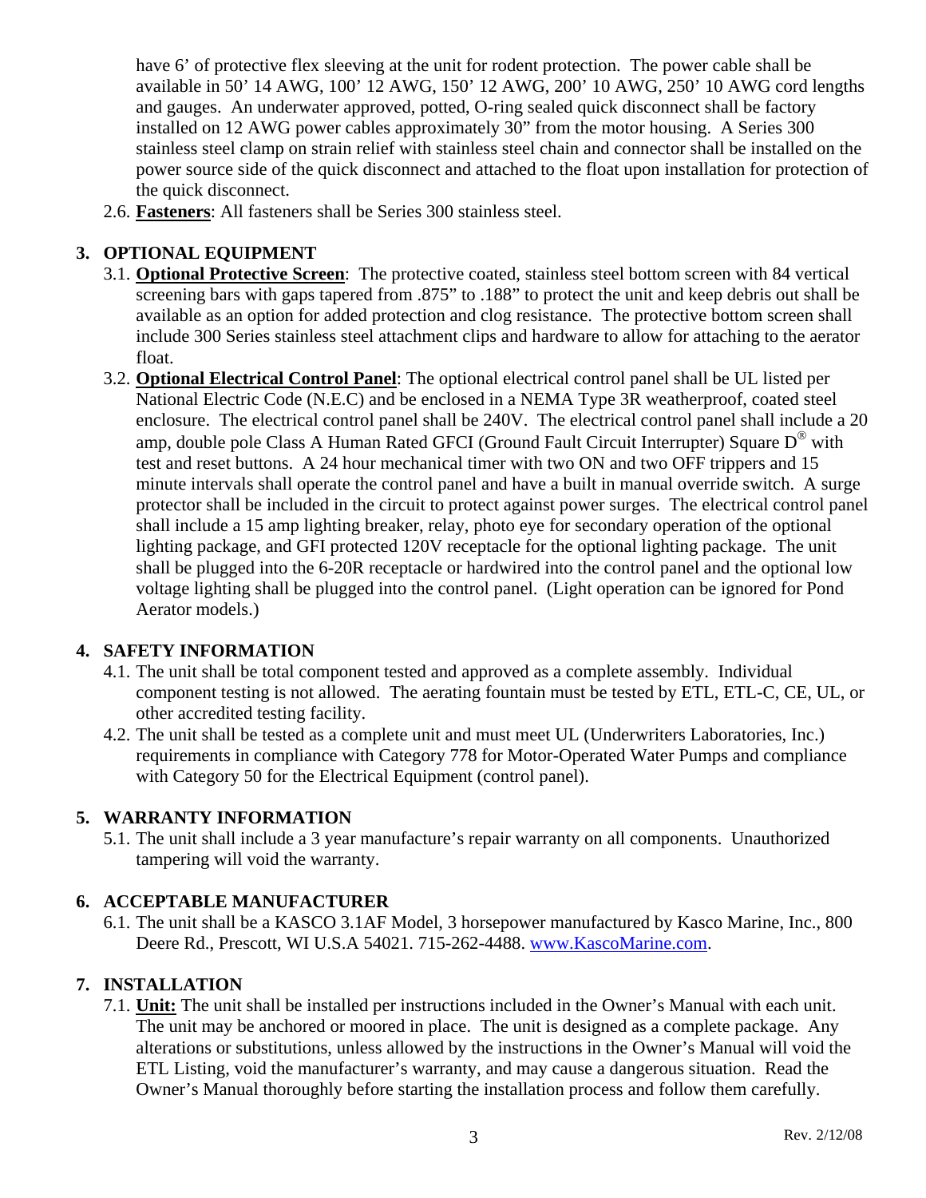have 6' of protective flex sleeving at the unit for rodent protection. The power cable shall be available in 50' 14 AWG, 100' 12 AWG, 150' 12 AWG, 200' 10 AWG, 250' 10 AWG cord lengths and gauges. An underwater approved, potted, O-ring sealed quick disconnect shall be factory installed on 12 AWG power cables approximately 30" from the motor housing. A Series 300 stainless steel clamp on strain relief with stainless steel chain and connector shall be installed on the power source side of the quick disconnect and attached to the float upon installation for protection of the quick disconnect.

2.6. **Fasteners**: All fasteners shall be Series 300 stainless steel.

## 3. OPTIONAL EQUIPMENT

3.1. **Optional Protective Screen**: The protective coated, stainless steel bottom screen with 84 vertical screening bars with gaps tapered from .875" to .188" to protect the unit and keep debris out shall be available as an option for added protection and clog resistance. The protective bottom screen shall include 300 Series stainless steel attachment clips and hardware to allow for attaching to the aerator float.

3.2. **Optional Electrical Control Panel**: The optional electrical control panel shall be UL listed per National Electric Code (N.E.C) and be enclosed in a NEMA Type 3R weatherproof, coated steel enclosure. The electrical control panel shall be 240V. The electrical control panel shall include a 20 amp, double pole Class A Human Rated GFCI (Ground Fault Circuit Interrupter) Square D® with test and reset buttons. A 24 hour mechanical timer with two ON and two OFF trippers and 15 minute intervals shall operate the control panel and have a built in manual override switch. A surge protector shall be included in the circuit to protect against power surges. The electrical control panel shall include a 15 amp lighting breaker, relay, photo eye for secondary operation of the optional lighting package, and GFI protected 120V receptacle for the optional lighting package. The unit shall be plugged into the 6-20R receptacle or hardwired into the control panel and the optional low voltage lighting shall be plugged into the control panel. (Light operation can be ignored for Pond Aerator models.)

## 4. SAFETY INFORMATION

4.1. The unit shall be total component tested and approved as a complete assembly. Individual component testing is not allowed. The aerating fountain must be tested by ETL, ETL-C, CE, UL, or other accredited testing facility.

4.2. The unit shall be tested as a complete unit and must meet UL (Underwriters Laboratories, Inc.) requirements in compliance with Category 778 for Motor-Operated Water Pumps and compliance with Category 50 for the Electrical Equipment (control panel).

## 5. WARRANTY INFORMATION

5.1. The unit shall include a 3 year manufacture's repair warranty on all components. Unauthorized tampering will void the warranty.

## 6. ACCEPTABLE MANUFACTURER

6.1. The unit shall be a KASCO 3.1AF Model, 3 horsepower manufactured by Kasco Marine, Inc., 800 Deere Rd., Prescott, WI U.S.A 54021. 715-262-4488. www.KascoMarine.com.

## 7. INSTALLATION

7.1. **Unit:** The unit shall be installed per instructions included in the Owner's Manual with each unit. The unit may be anchored or moored in place. The unit is designed as a complete package. Any alterations or substitutions, unless allowed by the instructions in the Owner's Manual will void the ETL Listing, void the manufacturer's warranty, and may cause a dangerous situation. Read the Owner's Manual thoroughly before starting the installation process and follow them carefully.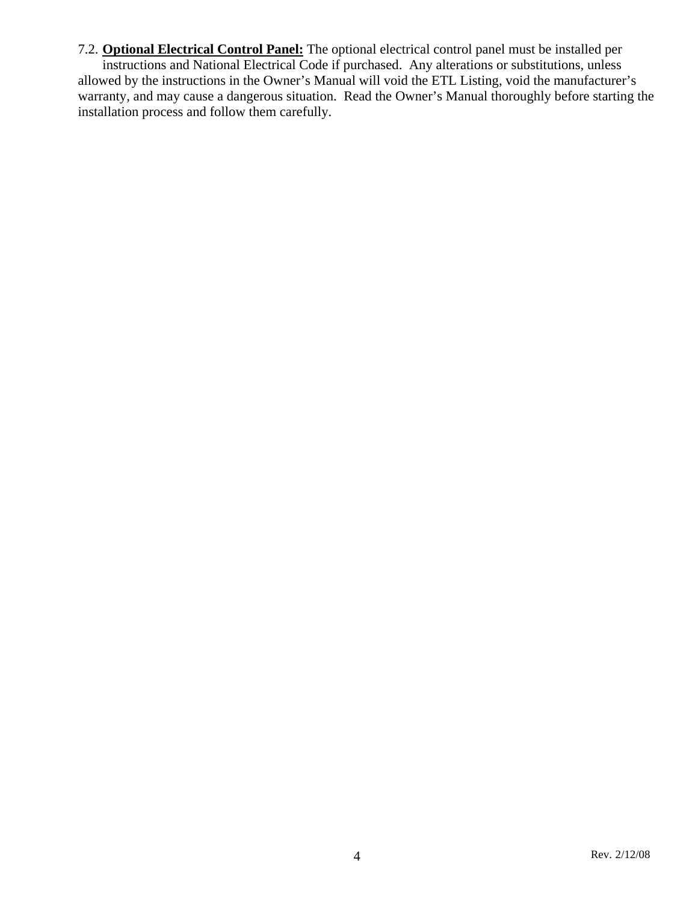7.2. **Optional Electrical Control Panel:** The optional electrical control panel must be installed per instructions and National Electrical Code if purchased. Any alterations or substitutions, unless allowed by the instructions in the Owner's Manual will void the ETL Listing, void the manufacturer's warranty, and may cause a dangerous situation. Read the Owner's Manual thoroughly before starting the installation process and follow them carefully.